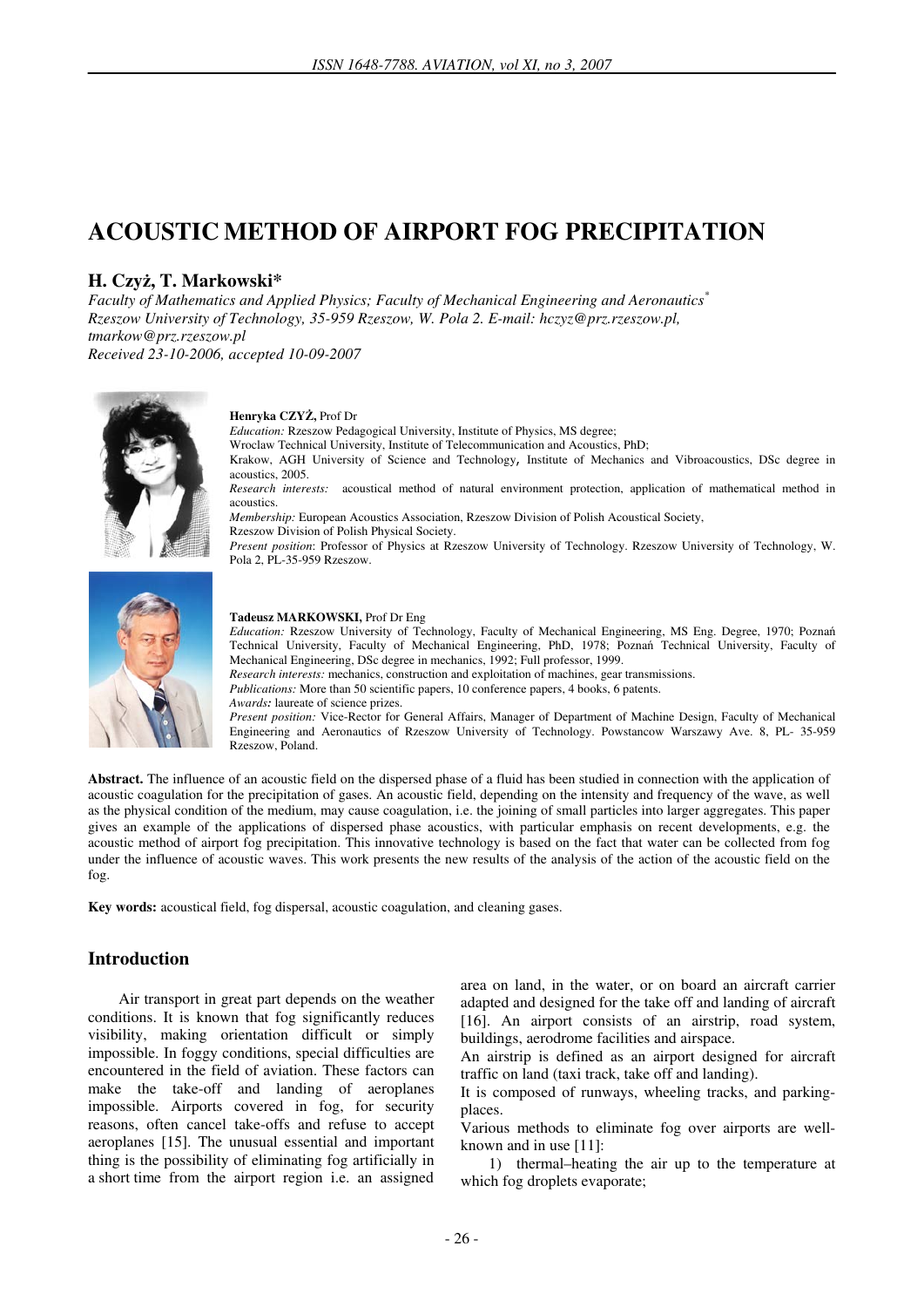# ACOUSTIC METHOD OF AIRPORT FOG PRECIPITATION

## H. Czyż, T. Markowski*

*Faculty of Mathematics and Applied Physics; Faculty of Mechanical Engineering and Aeronautics*[*]
*Rzeszow University of Technology, 35-959 Rzeszow, W. Pola 2. E-mail: hczyz@prz.rzeszow.pl, tmarkow@prz.rzeszow.pl*
*Received 23-10-2006, accepted 10-09-2007*

**Henryka CZYŻ,** Prof Dr
*Education:* Rzeszow Pedagogical University, Institute of Physics, MS degree;
Wroclaw Technical University, Institute of Telecommunication and Acoustics, PhD;
Krakow, AGH University of Science and Technology, Institute of Mechanics and Vibroacoustics, DSc degree in acoustics, 2005.
*Research interests:* acoustical method of natural environment protection, application of mathematical method in acoustics.
*Membership:* European Acoustics Association, Rzeszow Division of Polish Acoustical Society,
Rzeszow Division of Polish Physical Society.
*Present position*: Professor of Physics at Rzeszow University of Technology. Rzeszow University of Technology, W. Pola 2, PL-35-959 Rzeszow.

**Tadeusz MARKOWSKI,** Prof Dr Eng
*Education:* Rzeszow University of Technology, Faculty of Mechanical Engineering, MS Eng. Degree, 1970; Poznań Technical University, Faculty of Mechanical Engineering, PhD, 1978; Poznań Technical University, Faculty of Mechanical Engineering, DSc degree in mechanics, 1992; Full professor, 1999.
*Research interests:* mechanics, construction and exploitation of machines, gear transmissions.
*Publications:* More than 50 scientific papers, 10 conference papers, 4 books, 6 patents.
*Awards:* laureate of science prizes.
*Present position:* Vice-Rector for General Affairs, Manager of Department of Machine Design, Faculty of Mechanical Engineering and Aeronautics of Rzeszow University of Technology. Powstancow Warszawy Ave. 8, PL- 35-959 Rzeszow, Poland.

**Abstract.** The influence of an acoustic field on the dispersed phase of a fluid has been studied in connection with the application of acoustic coagulation for the precipitation of gases. An acoustic field, depending on the intensity and frequency of the wave, as well as the physical condition of the medium, may cause coagulation, i.e. the joining of small particles into larger aggregates. This paper gives an example of the applications of dispersed phase acoustics, with particular emphasis on recent developments, e.g. the acoustic method of airport fog precipitation. This innovative technology is based on the fact that water can be collected from fog under the influence of acoustic waves. This work presents the new results of the analysis of the action of the acoustic field on the fog.

**Key words:** acoustical field, fog dispersal, acoustic coagulation, and cleaning gases.

## Introduction

Air transport in great part depends on the weather conditions. It is known that fog significantly reduces visibility, making orientation difficult or simply impossible. In foggy conditions, special difficulties are encountered in the field of aviation. These factors can make the take-off and landing of aeroplanes impossible. Airports covered in fog, for security reasons, often cancel take-offs and refuse to accept aeroplanes [15]. The unusual essential and important thing is the possibility of eliminating fog artificially in a short time from the airport region i.e. an assigned area on land, in the water, or on board an aircraft carrier adapted and designed for the take off and landing of aircraft [16]. An airport consists of an airstrip, road system, buildings, aerodrome facilities and airspace.

An airstrip is defined as an airport designed for aircraft traffic on land (taxi track, take off and landing).

It is composed of runways, wheeling tracks, and parking-places.

Various methods to eliminate fog over airports are well-known and in use [11]:

1) thermal–heating the air up to the temperature at which fog droplets evaporate;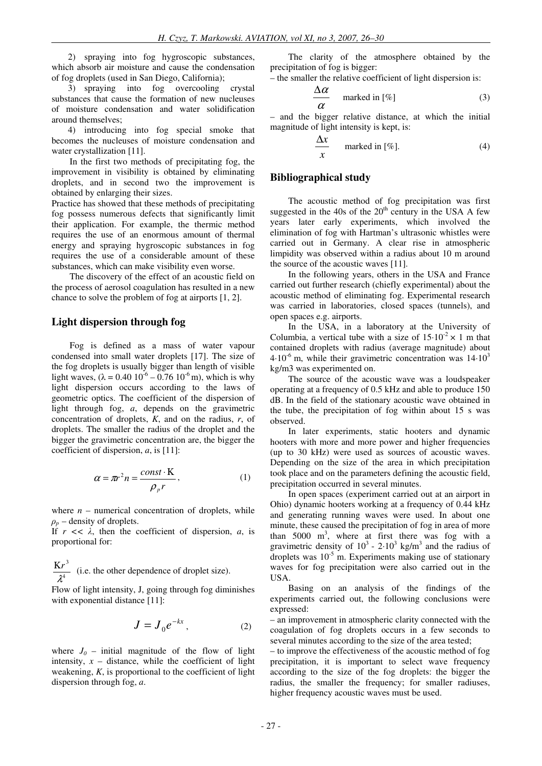2) spraying into fog hygroscopic substances, which absorb air moisture and cause the condensation of fog droplets (used in San Diego, California);

3) spraying into fog overcooling crystal substances that cause the formation of new nucleuses of moisture condensation and water solidification around themselves;

4) introducing into fog special smoke that becomes the nucleuses of moisture condensation and water crystallization [11].

In the first two methods of precipitating fog, the improvement in visibility is obtained by eliminating droplets, and in second two the improvement is obtained by enlarging their sizes.

Practice has showed that these methods of precipitating fog possess numerous defects that significantly limit their application. For example, the thermic method requires the use of an enormous amount of thermal energy and spraying hygroscopic substances in fog requires the use of a considerable amount of these substances, which can make visibility even worse.

The discovery of the effect of an acoustic field on the process of aerosol coagulation has resulted in a new chance to solve the problem of fog at airports [1, 2].

## Light dispersion through fog

Fog is defined as a mass of water vapour condensed into small water droplets [17]. The size of the fog droplets is usually bigger than length of visible light waves, ($\lambda = 0.40\ 10^{-6} - 0.76\ 10^{-6}$ m), which is why light dispersion occurs according to the laws of geometric optics. The coefficient of the dispersion of light through fog, *a*, depends on the gravimetric concentration of droplets, *K*, and on the radius, *r*, of droplets. The smaller the radius of the droplet and the bigger the gravimetric concentration are, the bigger the coefficient of dispersion, *a*, is [11]:

$$\alpha = \pi r^2 n = \frac{const \cdot \mathrm{K}}{\rho_p r}, \tag{1}$$

where $n$ – numerical concentration of droplets, while $\rho_p$ – density of droplets.

If $r << \lambda$, then the coefficient of dispersion, *a*, is proportional for:

$\frac{\mathrm{K} r^3}{\lambda^4}$ (i.e. the other dependence of droplet size).

Flow of light intensity, J, going through fog diminishes with exponential distance [11]:

$$J = J_0 e^{-kx}, \tag{2}$$

where $J_0$ – initial magnitude of the flow of light intensity, $x$ – distance, while the coefficient of light weakening, *K*, is proportional to the coefficient of light dispersion through fog, *a*.

The clarity of the atmosphere obtained by the precipitation of fog is bigger:

– the smaller the relative coefficient of light dispersion is:

$$\frac{\Delta\alpha}{\alpha} \quad \text{marked in [\%]} \tag{3}$$

– and the bigger relative distance, at which the initial magnitude of light intensity is kept, is:

$$\frac{\Delta x}{x} \quad \text{marked in [\%].} \tag{4}$$

## Bibliographical study

The acoustic method of fog precipitation was first suggested in the 40s of the 20[th] century in the USA A few years later early experiments, which involved the elimination of fog with Hartman's ultrasonic whistles were carried out in Germany. A clear rise in atmospheric limpidity was observed within a radius about 10 m around the source of the acoustic waves [11].

In the following years, others in the USA and France carried out further research (chiefly experimental) about the acoustic method of eliminating fog. Experimental research was carried in laboratories, closed spaces (tunnels), and open spaces e.g. airports.

In the USA, in a laboratory at the University of Columbia, a vertical tube with a size of $15 \cdot 10^{-2} \times 1$ m that contained droplets with radius (average magnitude) about $4 \cdot 10^{-6}$ m, while their gravimetric concentration was $14 \cdot 10^{3}$ kg/m3 was experimented on.

The source of the acoustic wave was a loudspeaker operating at a frequency of 0.5 kHz and able to produce 150 dB. In the field of the stationary acoustic wave obtained in the tube, the precipitation of fog within about 15 s was observed.

In later experiments, static hooters and dynamic hooters with more and more power and higher frequencies (up to 30 kHz) were used as sources of acoustic waves. Depending on the size of the area in which precipitation took place and on the parameters defining the acoustic field, precipitation occurred in several minutes.

In open spaces (experiment carried out at an airport in Ohio) dynamic hooters working at a frequency of 0.44 kHz and generating running waves were used. In about one minute, these caused the precipitation of fog in area of more than 5000 m$^3$, where at first there was fog with a gravimetric density of $10^3$ - $2 \cdot 10^3$ kg/m$^3$ and the radius of droplets was $10^{-5}$ m. Experiments making use of stationary waves for fog precipitation were also carried out in the USA.

Basing on an analysis of the findings of the experiments carried out, the following conclusions were expressed:

– an improvement in atmospheric clarity connected with the coagulation of fog droplets occurs in a few seconds to several minutes according to the size of the area tested;

– to improve the effectiveness of the acoustic method of fog precipitation, it is important to select wave frequency according to the size of the fog droplets: the bigger the radius, the smaller the frequency; for smaller radiuses, higher frequency acoustic waves must be used.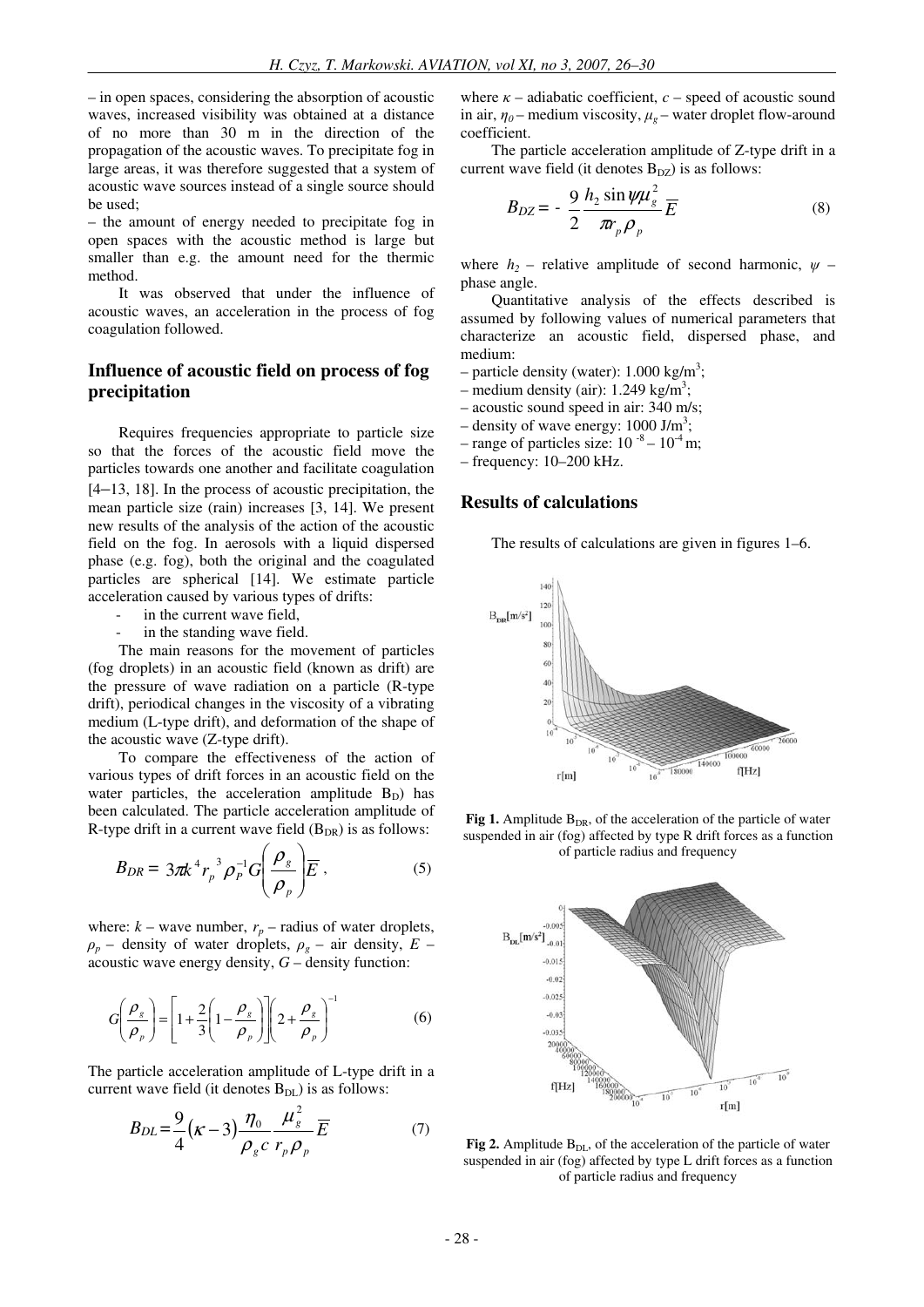– in open spaces, considering the absorption of acoustic waves, increased visibility was obtained at a distance of no more than 30 m in the direction of the propagation of the acoustic waves. To precipitate fog in large areas, it was therefore suggested that a system of acoustic wave sources instead of a single source should be used;

– the amount of energy needed to precipitate fog in open spaces with the acoustic method is large but smaller than e.g. the amount need for the thermic method.

It was observed that under the influence of acoustic waves, an acceleration in the process of fog coagulation followed.

## Influence of acoustic field on process of fog precipitation

Requires frequencies appropriate to particle size so that the forces of the acoustic field move the particles towards one another and facilitate coagulation [4–13, 18]. In the process of acoustic precipitation, the mean particle size (rain) increases [3, 14]. We present new results of the analysis of the action of the acoustic field on the fog. In aerosols with a liquid dispersed phase (e.g. fog), both the original and the coagulated particles are spherical [14]. We estimate particle acceleration caused by various types of drifts:

- in the current wave field,
- in the standing wave field.

The main reasons for the movement of particles (fog droplets) in an acoustic field (known as drift) are the pressure of wave radiation on a particle (R-type drift), periodical changes in the viscosity of a vibrating medium (L-type drift), and deformation of the shape of the acoustic wave (Z-type drift).

To compare the effectiveness of the action of various types of drift forces in an acoustic field on the water particles, the acceleration amplitude $B_D$) has been calculated. The particle acceleration amplitude of R-type drift in a current wave field ($B_{DR}$) is as follows:

$$B_{DR} = 3\pi k^4 r_p^{\,3} \rho_P^{-1} G\left(\frac{\rho_g}{\rho_p}\right)\overline{E}\,, \tag{5}$$

where: $k$ – wave number, $r_p$ – radius of water droplets, $\rho_p$ – density of water droplets, $\rho_g$ – air density, $E$ – acoustic wave energy density, $G$ – density function:

$$G\left(\frac{\rho_g}{\rho_p}\right) = \left[1 + \frac{2}{3}\left(1 - \frac{\rho_g}{\rho_p}\right)\right]\left(2 + \frac{\rho_g}{\rho_p}\right)^{-1} \tag{6}$$

The particle acceleration amplitude of L-type drift in a current wave field (it denotes $B_{DL}$) is as follows:

$$B_{DL} = \frac{9}{4}(\kappa - 3)\frac{\eta_0}{\rho_g c}\frac{\mu_g^2}{r_p \rho_p}\overline{E} \tag{7}$$

where $\kappa$ – adiabatic coefficient, $c$ – speed of acoustic sound in air, $\eta_0$ – medium viscosity, $\mu_g$ – water droplet flow-around coefficient.

The particle acceleration amplitude of Z-type drift in a current wave field (it denotes $B_{DZ}$) is as follows:

$$B_{DZ} = -\frac{9}{2}\frac{h_2 \sin\psi \mu_g^2}{\pi r_p \rho_p}\overline{E} \tag{8}$$

where $h_2$ – relative amplitude of second harmonic, $\psi$ – phase angle.

Quantitative analysis of the effects described is assumed by following values of numerical parameters that characterize an acoustic field, dispersed phase, and medium:

– particle density (water): 1.000 kg/m$^3$;
– medium density (air): 1.249 kg/m$^3$;
– acoustic sound speed in air: 340 m/s;
– density of wave energy: 1000 J/m$^3$;
– range of particles size: $10^{-8}$ – $10^{-4}$ m;
– frequency: 10–200 kHz.

## Results of calculations

The results of calculations are given in figures 1–6.

**Fig 1.** Amplitude $B_{DR}$, of the acceleration of the particle of water suspended in air (fog) affected by type R drift forces as a function of particle radius and frequency

**Fig 2.** Amplitude $B_{DL}$, of the acceleration of the particle of water suspended in air (fog) affected by type L drift forces as a function of particle radius and frequency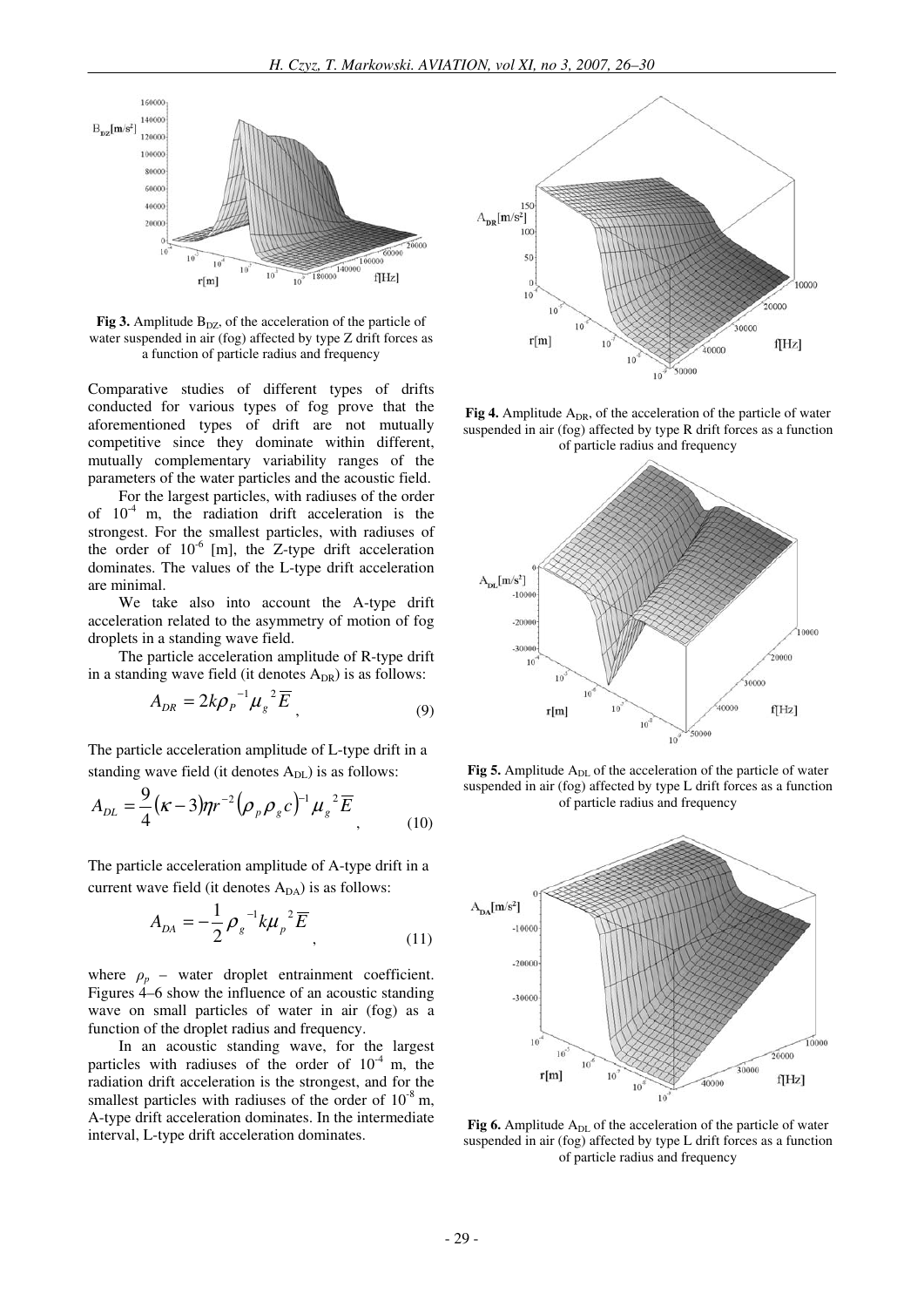**Fig 3.** Amplitude $B_{DZ}$, of the acceleration of the particle of water suspended in air (fog) affected by type Z drift forces as a function of particle radius and frequency

Comparative studies of different types of drifts conducted for various types of fog prove that the aforementioned types of drift are not mutually competitive since they dominate within different, mutually complementary variability ranges of the parameters of the water particles and the acoustic field.

For the largest particles, with radiuses of the order of $10^{-4}$ m, the radiation drift acceleration is the strongest. For the smallest particles, with radiuses of the order of $10^{-6}$ [m], the Z-type drift acceleration dominates. The values of the L-type drift acceleration are minimal.

We take also into account the A-type drift acceleration related to the asymmetry of motion of fog droplets in a standing wave field.

The particle acceleration amplitude of R-type drift in a standing wave field (it denotes $A_{DR}$) is as follows:

$$A_{DR} = 2k\rho_P^{-1}\mu_g^{\ 2}\overline{E}\ , \tag{9}$$

The particle acceleration amplitude of L-type drift in a standing wave field (it denotes $A_{DL}$) is as follows:

$$A_{DL} = \frac{9}{4}(\kappa - 3)\eta r^{-2}(\rho_p \rho_g c)^{-1}\mu_g^{\ 2}\overline{E}\ , \tag{10}$$

The particle acceleration amplitude of A-type drift in a current wave field (it denotes $A_{DA}$) is as follows:

$$A_{DA} = -\frac{1}{2}\rho_g^{\ -1}k\mu_p^{\ 2}\overline{E}\ , \tag{11}$$

where $\rho_p$ – water droplet entrainment coefficient. Figures 4–6 show the influence of an acoustic standing wave on small particles of water in air (fog) as a function of the droplet radius and frequency.

In an acoustic standing wave, for the largest particles with radiuses of the order of $10^{-4}$ m, the radiation drift acceleration is the strongest, and for the smallest particles with radiuses of the order of $10^{-8}$ m, A-type drift acceleration dominates. In the intermediate interval, L-type drift acceleration dominates.

**Fig 4.** Amplitude $A_{DR}$, of the acceleration of the particle of water suspended in air (fog) affected by type R drift forces as a function of particle radius and frequency

**Fig 5.** Amplitude $A_{DL}$ of the acceleration of the particle of water suspended in air (fog) affected by type L drift forces as a function of particle radius and frequency

**Fig 6.** Amplitude $A_{DL}$ of the acceleration of the particle of water suspended in air (fog) affected by type L drift forces as a function of particle radius and frequency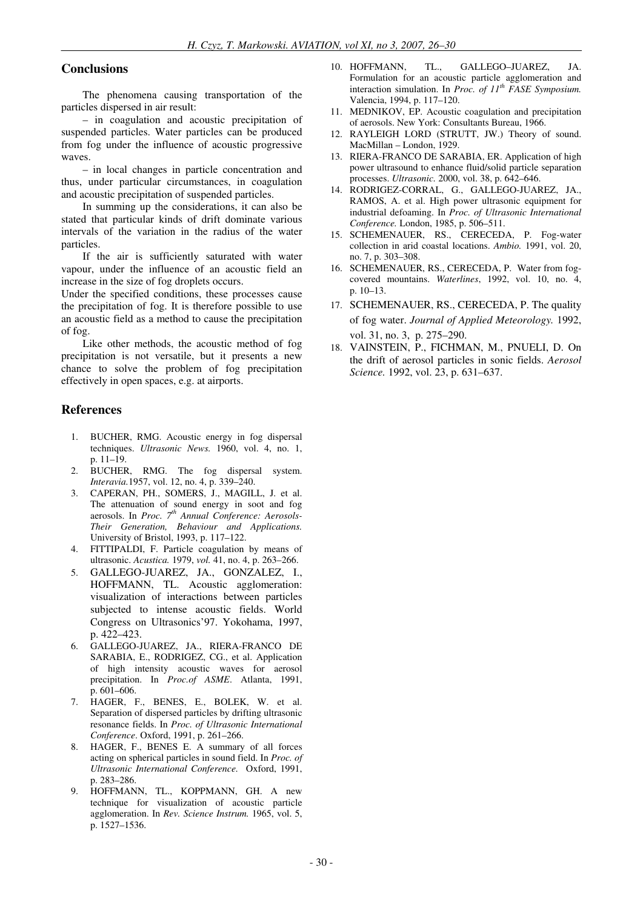## Conclusions

The phenomena causing transportation of the particles dispersed in air result:

– in coagulation and acoustic precipitation of suspended particles. Water particles can be produced from fog under the influence of acoustic progressive waves.

– in local changes in particle concentration and thus, under particular circumstances, in coagulation and acoustic precipitation of suspended particles.

In summing up the considerations, it can also be stated that particular kinds of drift dominate various intervals of the variation in the radius of the water particles.

If the air is sufficiently saturated with water vapour, under the influence of an acoustic field an increase in the size of fog droplets occurs.

Under the specified conditions, these processes cause the precipitation of fog. It is therefore possible to use an acoustic field as a method to cause the precipitation of fog.

Like other methods, the acoustic method of fog precipitation is not versatile, but it presents a new chance to solve the problem of fog precipitation effectively in open spaces, e.g. at airports.

## References

1. BUCHER, RMG. Acoustic energy in fog dispersal techniques. *Ultrasonic News.* 1960, vol. 4, no. 1, p. 11–19.
2. BUCHER, RMG. The fog dispersal system. *Interavia.*1957, vol. 12, no. 4, p. 339–240.
3. CAPERAN, PH., SOMERS, J., MAGILL, J. et al. The attenuation of sound energy in soot and fog aerosols. In *Proc. 7th Annual Conference: Aerosols-Their Generation, Behaviour and Applications.* University of Bristol, 1993, p. 117–122.
4. FITTIPALDI, F. Particle coagulation by means of ultrasonic. *Acustica.* 1979, *vol.* 41, no. 4, p. 263–266.
5. GALLEGO-JUAREZ, JA., GONZALEZ, I., HOFFMANN, TL. Acoustic agglomeration: visualization of interactions between particles subjected to intense acoustic fields. World Congress on Ultrasonics'97. Yokohama, 1997, p. 422–423.
6. GALLEGO-JUAREZ, JA., RIERA-FRANCO DE SARABIA, E., RODRIGEZ, CG., et al. Application of high intensity acoustic waves for aerosol precipitation. In *Proc.of ASME*. Atlanta, 1991, p. 601–606.
7. HAGER, F., BENES, E., BOLEK, W. et al. Separation of dispersed particles by drifting ultrasonic resonance fields. In *Proc. of Ultrasonic International Conference*. Oxford, 1991, p. 261–266.
8. HAGER, F., BENES E. A summary of all forces acting on spherical particles in sound field. In *Proc. of Ultrasonic International Conference.* Oxford, 1991, p. 283–286.
9. HOFFMANN, TL., KOPPMANN, GH. A new technique for visualization of acoustic particle agglomeration. In *Rev. Science Instrum.* 1965, vol. 5, p. 1527–1536.
10. HOFFMANN, TL., GALLEGO–JUAREZ, JA. Formulation for an acoustic particle agglomeration and interaction simulation. In *Proc. of 11th FASE Symposium.* Valencia, 1994, p. 117–120.
11. MEDNIKOV, EP. Acoustic coagulation and precipitation of aerosols. New York: Consultants Bureau, 1966.
12. RAYLEIGH LORD (STRUTT, JW.) Theory of sound. MacMillan – London, 1929.
13. RIERA-FRANCO DE SARABIA, ER. Application of high power ultrasound to enhance fluid/solid particle separation processes. *Ultrasonic.* 2000, vol. 38, p. 642–646.
14. RODRIGEZ-CORRAL, G., GALLEGO-JUAREZ, JA., RAMOS, A. et al. High power ultrasonic equipment for industrial defoaming. In *Proc. of Ultrasonic International Conference.* London, 1985, p. 506–511.
15. SCHEMENAUER, RS., CERECEDA, P. Fog-water collection in arid coastal locations. *Ambio.* 1991, vol. 20, no. 7, p. 303–308.
16. SCHEMENAUER, RS., CERECEDA, P. Water from fog-covered mountains. *Waterlines*, 1992, vol. 10, no. 4, p. 10–13.
17. SCHEMENAUER, RS., CERECEDA, P. The quality of fog water. *Journal of Applied Meteorology.* 1992, vol. 31, no. 3, p. 275–290.
18. VAINSTEIN, P., FICHMAN, M., PNUELI, D. On the drift of aerosol particles in sonic fields. *Aerosol Science.* 1992, vol. 23, p. 631–637.